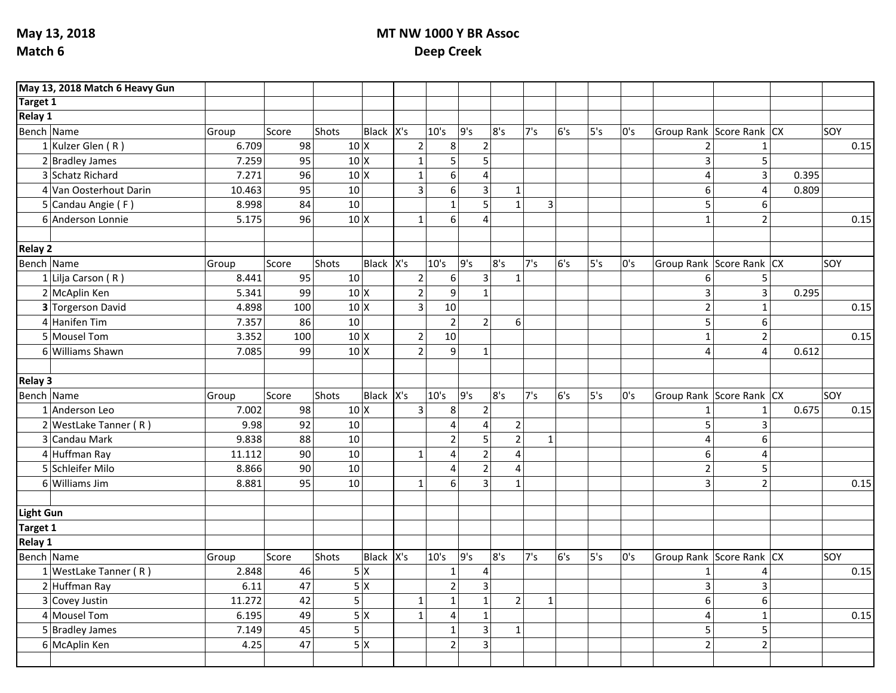**May 13, 2018**
**Match 6**

**MT NW 1000 Y BR Assoc**
**Deep Creek**

| **May 13, 2018 Match 6 Heavy Gun** | | | | | | | | | | | | | | | | | |
|---|---|---|---|---|---|---|---|---|---|---|---|---|---|---|---|---|---|
| **Target 1** | | | | | | | | | | | | | | | | | |
| **Relay 1** | | | | | | | | | | | | | | | | | |
| Bench | Name | Group | Score | Shots | Black | X's | 10's | 9's | 8's | 7's | 6's | 5's | 0's | Group Rank | Score Rank | CX | SOY |
| 1 | Kulzer Glen ( R ) | 6.709 | 98 | 10 | X | 2 | 8 | 2 | | | | | | 2 | 1 | | 0.15 |
| 2 | Bradley James | 7.259 | 95 | 10 | X | 1 | 5 | 5 | | | | | | 3 | 5 | | |
| 3 | Schatz Richard | 7.271 | 96 | 10 | X | 1 | 6 | 4 | | | | | | 4 | 3 | 0.395 | |
| 4 | Van Oosterhout Darin | 10.463 | 95 | 10 | | 3 | 6 | 3 | 1 | | | | | 6 | 4 | 0.809 | |
| 5 | Candau Angie ( F ) | 8.998 | 84 | 10 | | | 1 | 5 | 1 | 3 | | | | 5 | 6 | | |
| 6 | Anderson Lonnie | 5.175 | 96 | 10 | X | 1 | 6 | 4 | | | | | | 1 | 2 | | 0.15 |
| | | | | | | | | | | | | | | | | | |
| **Relay 2** | | | | | | | | | | | | | | | | | |
| Bench | Name | Group | Score | Shots | Black | X's | 10's | 9's | 8's | 7's | 6's | 5's | 0's | Group Rank | Score Rank | CX | SOY |
| 1 | Lilja Carson ( R ) | 8.441 | 95 | 10 | | 2 | 6 | 3 | 1 | | | | | 6 | 5 | | |
| 2 | McAplin Ken | 5.341 | 99 | 10 | X | 2 | 9 | 1 | | | | | | 3 | 3 | 0.295 | |
| **3** | Torgerson David | 4.898 | 100 | 10 | X | 3 | 10 | | | | | | | 2 | 1 | | 0.15 |
| 4 | Hanifen Tim | 7.357 | 86 | 10 | | | 2 | 2 | 6 | | | | | 5 | 6 | | |
| 5 | Mousel Tom | 3.352 | 100 | 10 | X | 2 | 10 | | | | | | | 1 | 2 | | 0.15 |
| 6 | Williams Shawn | 7.085 | 99 | 10 | X | 2 | 9 | 1 | | | | | | 4 | 4 | 0.612 | |
| | | | | | | | | | | | | | | | | | |
| **Relay 3** | | | | | | | | | | | | | | | | | |
| Bench | Name | Group | Score | Shots | Black | X's | 10's | 9's | 8's | 7's | 6's | 5's | 0's | Group Rank | Score Rank | CX | SOY |
| 1 | Anderson Leo | 7.002 | 98 | 10 | X | 3 | 8 | 2 | | | | | | 1 | 1 | 0.675 | 0.15 |
| 2 | WestLake Tanner ( R ) | 9.98 | 92 | 10 | | | 4 | 4 | 2 | | | | | 5 | 3 | | |
| 3 | Candau Mark | 9.838 | 88 | 10 | | | 2 | 5 | 2 | 1 | | | | 4 | 6 | | |
| 4 | Huffman Ray | 11.112 | 90 | 10 | | 1 | 4 | 2 | 4 | | | | | 6 | 4 | | |
| 5 | Schleifer Milo | 8.866 | 90 | 10 | | | 4 | 2 | 4 | | | | | 2 | 5 | | |
| 6 | Williams Jim | 8.881 | 95 | 10 | | 1 | 6 | 3 | 1 | | | | | 3 | 2 | | 0.15 |
| | | | | | | | | | | | | | | | | | |
| **Light Gun** | | | | | | | | | | | | | | | | | |
| **Target 1** | | | | | | | | | | | | | | | | | |
| **Relay 1** | | | | | | | | | | | | | | | | | |
| Bench | Name | Group | Score | Shots | Black | X's | 10's | 9's | 8's | 7's | 6's | 5's | 0's | Group Rank | Score Rank | CX | SOY |
| 1 | WestLake Tanner ( R ) | 2.848 | 46 | 5 | X | | 1 | 4 | | | | | | 1 | 4 | | 0.15 |
| 2 | Huffman Ray | 6.11 | 47 | 5 | X | | 2 | 3 | | | | | | 3 | 3 | | |
| 3 | Covey Justin | 11.272 | 42 | 5 | | 1 | 1 | 1 | 2 | 1 | | | | 6 | 6 | | |
| 4 | Mousel Tom | 6.195 | 49 | 5 | X | 1 | 4 | 1 | | | | | | 4 | 1 | | 0.15 |
| 5 | Bradley James | 7.149 | 45 | 5 | | | 1 | 3 | 1 | | | | | 5 | 5 | | |
| 6 | McAplin Ken | 4.25 | 47 | 5 | X | | 2 | 3 | | | | | | 2 | 2 | | |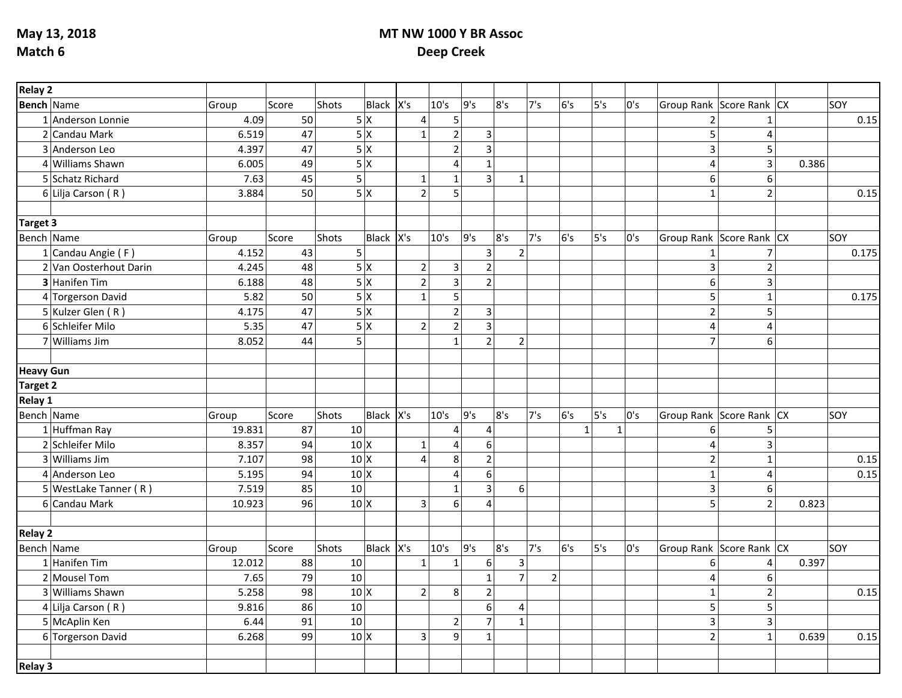**May 13, 2018**
**Match 6**

**MT NW 1000 Y BR Assoc**
**Deep Creek**

| **Relay 2** | | | | | | | | | | | | | | | | | | |
|---|---|---|---|---|---|---|---|---|---|---|---|---|---|---|---|---|---|---|
| **Bench** | Name | Group | Score | Shots | Black | X's | 10's | 9's | 8's | 7's | 6's | 5's | 0's | Group Rank | Score Rank | CX | SOY |
| 1 | Anderson Lonnie | 4.09 | 50 | 5 | X | 4 | 5 | | | | | | | 2 | 1 | | 0.15 |
| 2 | Candau Mark | 6.519 | 47 | 5 | X | 1 | 2 | 3 | | | | | | 5 | 4 | | |
| 3 | Anderson Leo | 4.397 | 47 | 5 | X | | 2 | 3 | | | | | | 3 | 5 | | |
| 4 | Williams Shawn | 6.005 | 49 | 5 | X | | 4 | 1 | | | | | | 4 | 3 | 0.386 | |
| 5 | Schatz Richard | 7.63 | 45 | 5 | | 1 | 1 | 3 | 1 | | | | | 6 | 6 | | |
| 6 | Lilja Carson ( R ) | 3.884 | 50 | 5 | X | 2 | 5 | | | | | | | 1 | 2 | | 0.15 |

| **Target 3** | | | | | | | | | | | | | | | | | |
|---|---|---|---|---|---|---|---|---|---|---|---|---|---|---|---|---|---|
| Bench | Name | Group | Score | Shots | Black | X's | 10's | 9's | 8's | 7's | 6's | 5's | 0's | Group Rank | Score Rank | CX | SOY |
| 1 | Candau Angie ( F ) | 4.152 | 43 | 5 | | | | 3 | 2 | | | | | 1 | 7 | | 0.175 |
| 2 | Van Oosterhout Darin | 4.245 | 48 | 5 | X | 2 | 3 | 2 | | | | | | 3 | 2 | | |
| **3** | Hanifen Tim | 6.188 | 48 | 5 | X | 2 | 3 | 2 | | | | | | 6 | 3 | | |
| 4 | Torgerson David | 5.82 | 50 | 5 | X | 1 | 5 | | | | | | | 5 | 1 | | 0.175 |
| 5 | Kulzer Glen ( R ) | 4.175 | 47 | 5 | X | | 2 | 3 | | | | | | 2 | 5 | | |
| 6 | Schleifer Milo | 5.35 | 47 | 5 | X | 2 | 2 | 3 | | | | | | 4 | 4 | | |
| 7 | Williams Jim | 8.052 | 44 | 5 | | | 1 | 2 | 2 | | | | | 7 | 6 | | |

**Heavy Gun**
**Target 2**

| **Relay 1** | | | | | | | | | | | | | | | | | |
|---|---|---|---|---|---|---|---|---|---|---|---|---|---|---|---|---|---|
| Bench | Name | Group | Score | Shots | Black | X's | 10's | 9's | 8's | 7's | 6's | 5's | 0's | Group Rank | Score Rank | CX | SOY |
| 1 | Huffman Ray | 19.831 | 87 | 10 | | | 4 | 4 | | | 1 | 1 | | 6 | 5 | | |
| 2 | Schleifer Milo | 8.357 | 94 | 10 | X | 1 | 4 | 6 | | | | | | 4 | 3 | | |
| 3 | Williams Jim | 7.107 | 98 | 10 | X | 4 | 8 | 2 | | | | | | 2 | 1 | | 0.15 |
| 4 | Anderson Leo | 5.195 | 94 | 10 | X | | 4 | 6 | | | | | | 1 | 4 | | 0.15 |
| 5 | WestLake Tanner ( R ) | 7.519 | 85 | 10 | | | 1 | 3 | 6 | | | | | 3 | 6 | | |
| 6 | Candau Mark | 10.923 | 96 | 10 | X | 3 | 6 | 4 | | | | | | 5 | 2 | 0.823 | |

| **Relay 2** | | | | | | | | | | | | | | | | | |
|---|---|---|---|---|---|---|---|---|---|---|---|---|---|---|---|---|---|
| Bench | Name | Group | Score | Shots | Black | X's | 10's | 9's | 8's | 7's | 6's | 5's | 0's | Group Rank | Score Rank | CX | SOY |
| 1 | Hanifen Tim | 12.012 | 88 | 10 | | 1 | 1 | 6 | 3 | | | | | 6 | 4 | 0.397 | |
| 2 | Mousel Tom | 7.65 | 79 | 10 | | | | 1 | 7 | 2 | | | | 4 | 6 | | |
| 3 | Williams Shawn | 5.258 | 98 | 10 | X | 2 | 8 | 2 | | | | | | 1 | 2 | | 0.15 |
| 4 | Lilja Carson ( R ) | 9.816 | 86 | 10 | | | | 6 | 4 | | | | | 5 | 5 | | |
| 5 | McAplin Ken | 6.44 | 91 | 10 | | | 2 | 7 | 1 | | | | | 3 | 3 | | |
| 6 | Torgerson David | 6.268 | 99 | 10 | X | 3 | 9 | 1 | | | | | | 2 | 1 | 0.639 | 0.15 |

**Relay 3**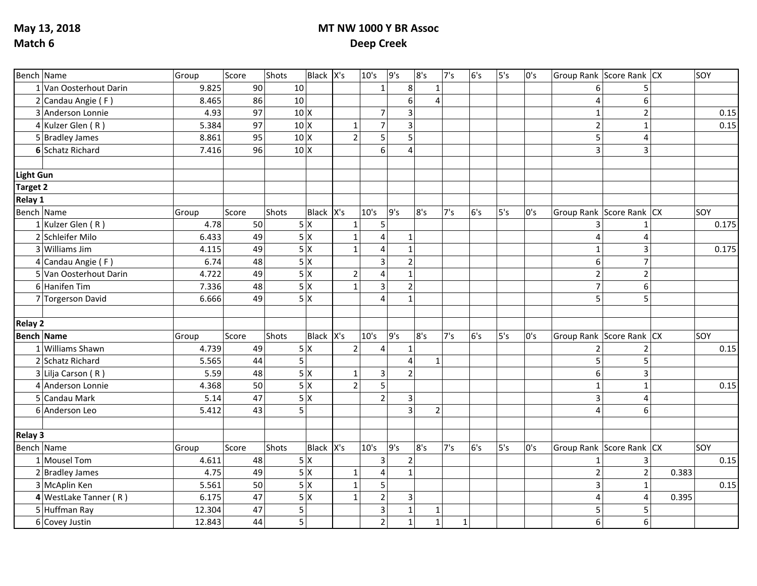**May 13, 2018**
**Match 6**

## MT NW 1000 Y BR Assoc
## Deep Creek

| Bench | Name | Group | Score | Shots | Black | X's | 10's | 9's | 8's | 7's | 6's | 5's | 0's | Group Rank | Score Rank | CX | SOY |
|---|---|---|---|---|---|---|---|---|---|---|---|---|---|---|---|---|---|
| 1 | Van Oosterhout Darin | 9.825 | 90 | 10 | | | 1 | 8 | 1 | | | | | 6 | 5 | | |
| 2 | Candau Angie ( F ) | 8.465 | 86 | 10 | | | | 6 | 4 | | | | | 4 | 6 | | |
| 3 | Anderson Lonnie | 4.93 | 97 | 10 | X | | 7 | 3 | | | | | | 1 | 2 | | 0.15 |
| 4 | Kulzer Glen ( R ) | 5.384 | 97 | 10 | X | 1 | 7 | 3 | | | | | | 2 | 1 | | 0.15 |
| 5 | Bradley James | 8.861 | 95 | 10 | X | 2 | 5 | 5 | | | | | | 5 | 4 | | |
| **6** | Schatz Richard | 7.416 | 96 | 10 | X | | 6 | 4 | | | | | | 3 | 3 | | |

**Light Gun**
**Target 2**
**Relay 1**

| Bench | Name | Group | Score | Shots | Black | X's | 10's | 9's | 8's | 7's | 6's | 5's | 0's | Group Rank | Score Rank | CX | SOY |
|---|---|---|---|---|---|---|---|---|---|---|---|---|---|---|---|---|---|
| 1 | Kulzer Glen ( R ) | 4.78 | 50 | 5 | X | 1 | 5 | | | | | | | 3 | 1 | | 0.175 |
| 2 | Schleifer Milo | 6.433 | 49 | 5 | X | 1 | 4 | 1 | | | | | | 4 | 4 | | |
| 3 | Williams Jim | 4.115 | 49 | 5 | X | 1 | 4 | 1 | | | | | | 1 | 3 | | 0.175 |
| 4 | Candau Angie ( F ) | 6.74 | 48 | 5 | X | | 3 | 2 | | | | | | 6 | 7 | | |
| 5 | Van Oosterhout Darin | 4.722 | 49 | 5 | X | 2 | 4 | 1 | | | | | | 2 | 2 | | |
| 6 | Hanifen Tim | 7.336 | 48 | 5 | X | 1 | 3 | 2 | | | | | | 7 | 6 | | |
| 7 | Torgerson David | 6.666 | 49 | 5 | X | | 4 | 1 | | | | | | 5 | 5 | | |

**Relay 2**

| **Bench** | **Name** | Group | Score | Shots | Black | X's | 10's | 9's | 8's | 7's | 6's | 5's | 0's | Group Rank | Score Rank | CX | SOY |
|---|---|---|---|---|---|---|---|---|---|---|---|---|---|---|---|---|---|
| 1 | Williams Shawn | 4.739 | 49 | 5 | X | 2 | 4 | 1 | | | | | | 2 | 2 | | 0.15 |
| 2 | Schatz Richard | 5.565 | 44 | 5 | | | | 4 | 1 | | | | | 5 | 5 | | |
| 3 | Lilja Carson ( R ) | 5.59 | 48 | 5 | X | 1 | 3 | 2 | | | | | | 6 | 3 | | |
| 4 | Anderson Lonnie | 4.368 | 50 | 5 | X | 2 | 5 | | | | | | | 1 | 1 | | 0.15 |
| 5 | Candau Mark | 5.14 | 47 | 5 | X | | 2 | 3 | | | | | | 3 | 4 | | |
| 6 | Anderson Leo | 5.412 | 43 | 5 | | | | 3 | 2 | | | | | 4 | 6 | | |

**Relay 3**

| Bench | Name | Group | Score | Shots | Black | X's | 10's | 9's | 8's | 7's | 6's | 5's | 0's | Group Rank | Score Rank | CX | SOY |
|---|---|---|---|---|---|---|---|---|---|---|---|---|---|---|---|---|---|
| 1 | Mousel Tom | 4.611 | 48 | 5 | X | | 3 | 2 | | | | | | 1 | 3 | | 0.15 |
| 2 | Bradley James | 4.75 | 49 | 5 | X | 1 | 4 | 1 | | | | | | 2 | 2 | 0.383 | |
| 3 | McAplin Ken | 5.561 | 50 | 5 | X | 1 | 5 | | | | | | | 3 | 1 | | 0.15 |
| **4** | WestLake Tanner ( R ) | 6.175 | 47 | 5 | X | 1 | 2 | 3 | | | | | | 4 | 4 | 0.395 | |
| 5 | Huffman Ray | 12.304 | 47 | 5 | | | 3 | 1 | 1 | | | | | 5 | 5 | | |
| 6 | Covey Justin | 12.843 | 44 | 5 | | | 2 | 1 | 1 | 1 | | | | 6 | 6 | | |